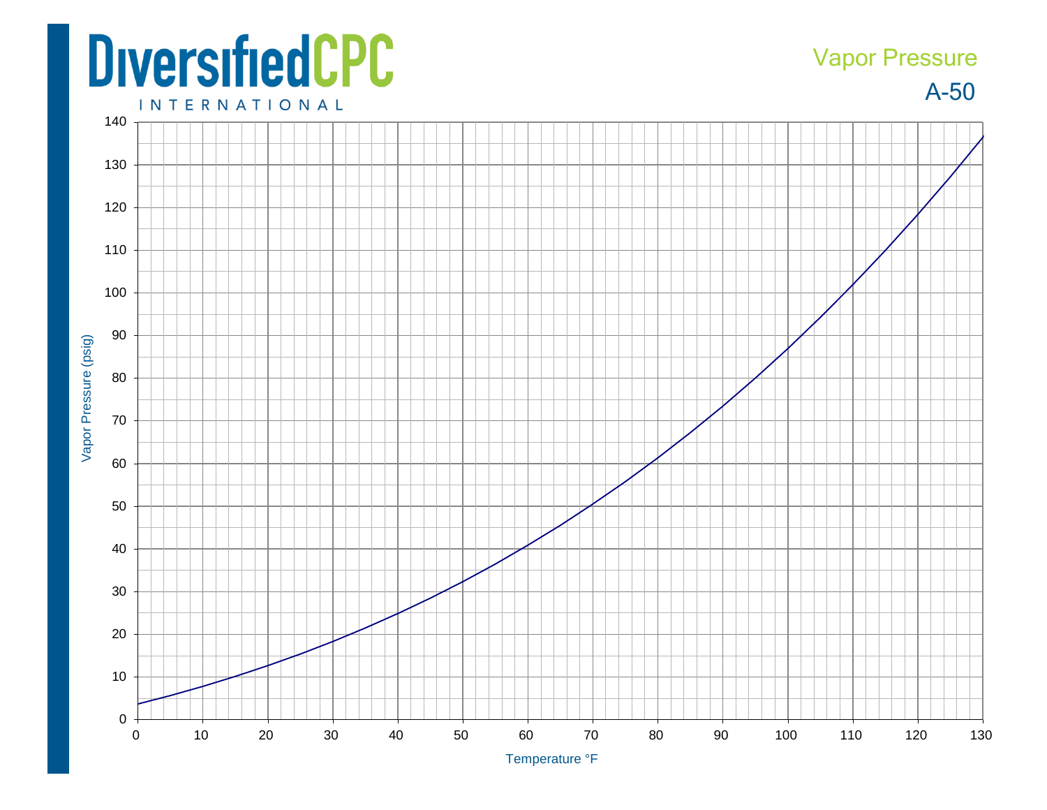# DiversifiedCPC INTERNATIONAL

## Vapor Pressure

## A-50

Vapor Pressure (psig)

Temperature °F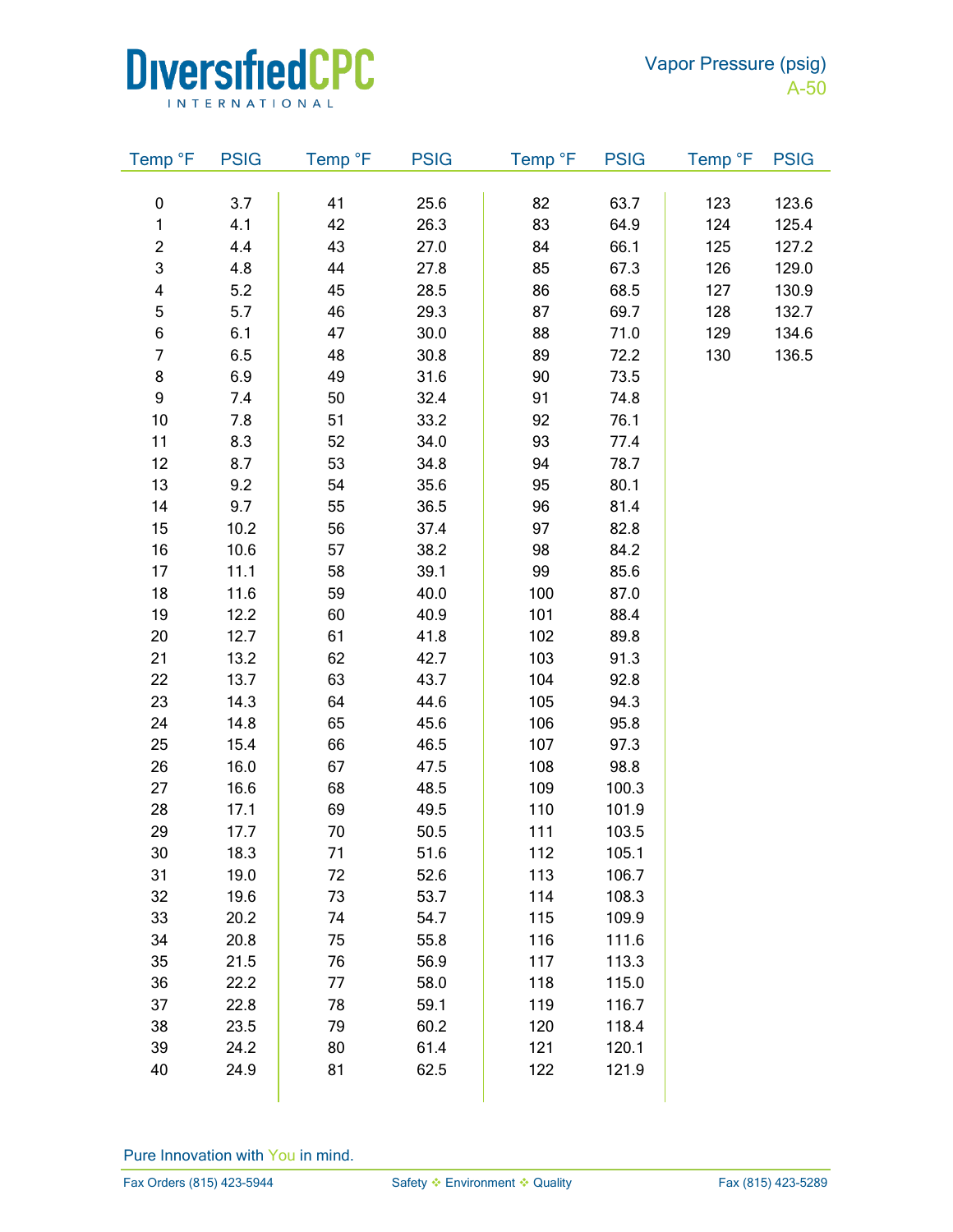# Vapor Pressure (psig)

## A-50

| Temp °F | PSIG | Temp °F | PSIG | Temp °F | PSIG | Temp °F | PSIG |
|---|---|---|---|---|---|---|---|
| 0 | 3.7 | 41 | 25.6 | 82 | 63.7 | 123 | 123.6 |
| 1 | 4.1 | 42 | 26.3 | 83 | 64.9 | 124 | 125.4 |
| 2 | 4.4 | 43 | 27.0 | 84 | 66.1 | 125 | 127.2 |
| 3 | 4.8 | 44 | 27.8 | 85 | 67.3 | 126 | 129.0 |
| 4 | 5.2 | 45 | 28.5 | 86 | 68.5 | 127 | 130.9 |
| 5 | 5.7 | 46 | 29.3 | 87 | 69.7 | 128 | 132.7 |
| 6 | 6.1 | 47 | 30.0 | 88 | 71.0 | 129 | 134.6 |
| 7 | 6.5 | 48 | 30.8 | 89 | 72.2 | 130 | 136.5 |
| 8 | 6.9 | 49 | 31.6 | 90 | 73.5 | | |
| 9 | 7.4 | 50 | 32.4 | 91 | 74.8 | | |
| 10 | 7.8 | 51 | 33.2 | 92 | 76.1 | | |
| 11 | 8.3 | 52 | 34.0 | 93 | 77.4 | | |
| 12 | 8.7 | 53 | 34.8 | 94 | 78.7 | | |
| 13 | 9.2 | 54 | 35.6 | 95 | 80.1 | | |
| 14 | 9.7 | 55 | 36.5 | 96 | 81.4 | | |
| 15 | 10.2 | 56 | 37.4 | 97 | 82.8 | | |
| 16 | 10.6 | 57 | 38.2 | 98 | 84.2 | | |
| 17 | 11.1 | 58 | 39.1 | 99 | 85.6 | | |
| 18 | 11.6 | 59 | 40.0 | 100 | 87.0 | | |
| 19 | 12.2 | 60 | 40.9 | 101 | 88.4 | | |
| 20 | 12.7 | 61 | 41.8 | 102 | 89.8 | | |
| 21 | 13.2 | 62 | 42.7 | 103 | 91.3 | | |
| 22 | 13.7 | 63 | 43.7 | 104 | 92.8 | | |
| 23 | 14.3 | 64 | 44.6 | 105 | 94.3 | | |
| 24 | 14.8 | 65 | 45.6 | 106 | 95.8 | | |
| 25 | 15.4 | 66 | 46.5 | 107 | 97.3 | | |
| 26 | 16.0 | 67 | 47.5 | 108 | 98.8 | | |
| 27 | 16.6 | 68 | 48.5 | 109 | 100.3 | | |
| 28 | 17.1 | 69 | 49.5 | 110 | 101.9 | | |
| 29 | 17.7 | 70 | 50.5 | 111 | 103.5 | | |
| 30 | 18.3 | 71 | 51.6 | 112 | 105.1 | | |
| 31 | 19.0 | 72 | 52.6 | 113 | 106.7 | | |
| 32 | 19.6 | 73 | 53.7 | 114 | 108.3 | | |
| 33 | 20.2 | 74 | 54.7 | 115 | 109.9 | | |
| 34 | 20.8 | 75 | 55.8 | 116 | 111.6 | | |
| 35 | 21.5 | 76 | 56.9 | 117 | 113.3 | | |
| 36 | 22.2 | 77 | 58.0 | 118 | 115.0 | | |
| 37 | 22.8 | 78 | 59.1 | 119 | 116.7 | | |
| 38 | 23.5 | 79 | 60.2 | 120 | 118.4 | | |
| 39 | 24.2 | 80 | 61.4 | 121 | 120.1 | | |
| 40 | 24.9 | 81 | 62.5 | 122 | 121.9 | | |

Pure Innovation with You in mind.

Fax Orders (815) 423-5944 Safety ❖ Environment ❖ Quality Fax (815) 423-5289